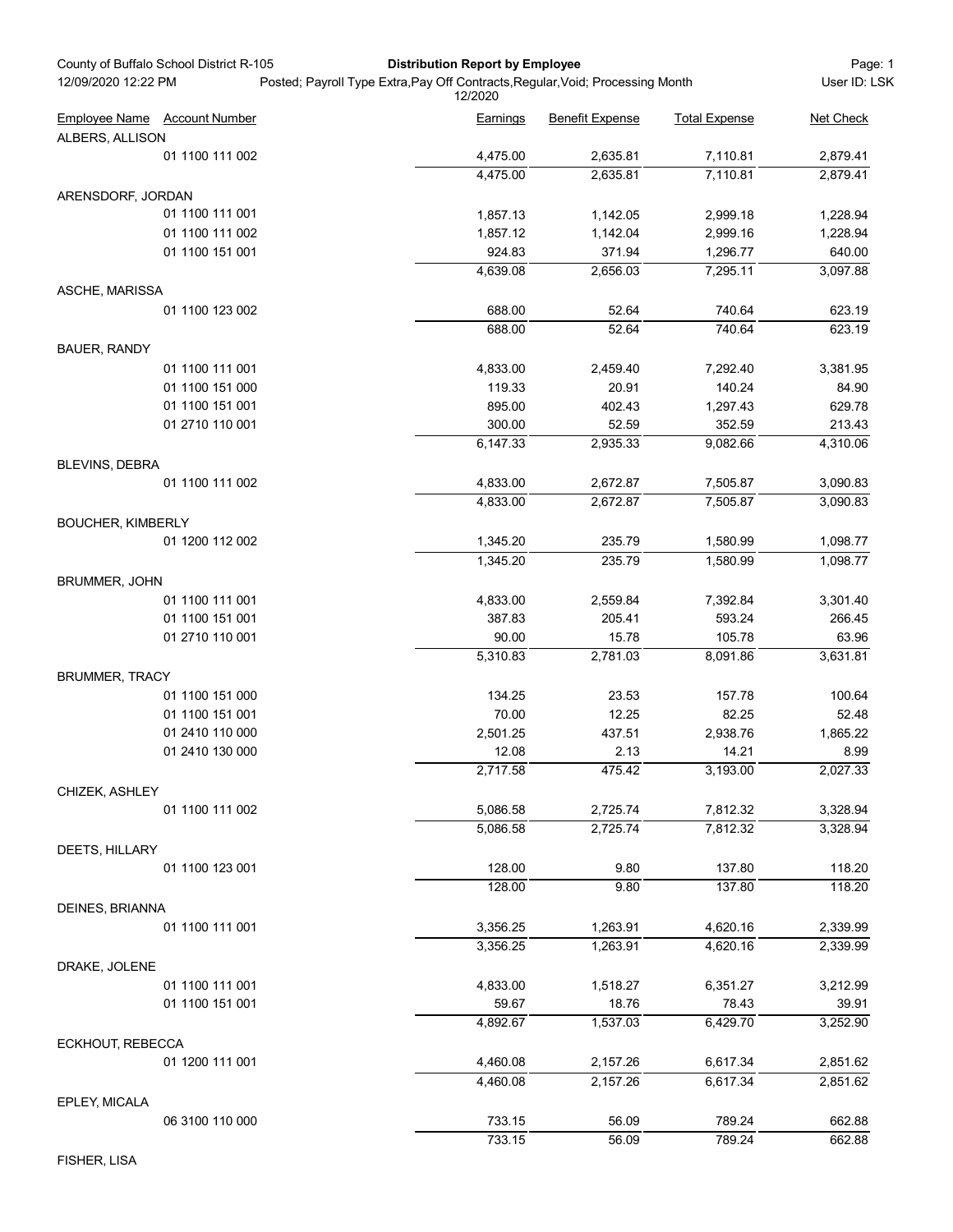County of Buffalo School District R-105
12/09/2020 12:22 PM

**Distribution Report by Employee**

Posted; Payroll Type Extra,Pay Off Contracts,Regular,Void; Processing Month 12/2020

User ID: LSK

| Employee Name | Account Number | Earnings | Benefit Expense | Total Expense | Net Check |
|---|---|---|---|---|---|
| ALBERS, ALLISON | | | | | |
| | 01 1100 111 002 | 4,475.00 | 2,635.81 | 7,110.81 | 2,879.41 |
| | | 4,475.00 | 2,635.81 | 7,110.81 | 2,879.41 |
| ARENSDORF, JORDAN | | | | | |
| | 01 1100 111 001 | 1,857.13 | 1,142.05 | 2,999.18 | 1,228.94 |
| | 01 1100 111 002 | 1,857.12 | 1,142.04 | 2,999.16 | 1,228.94 |
| | 01 1100 151 001 | 924.83 | 371.94 | 1,296.77 | 640.00 |
| | | 4,639.08 | 2,656.03 | 7,295.11 | 3,097.88 |
| ASCHE, MARISSA | | | | | |
| | 01 1100 123 002 | 688.00 | 52.64 | 740.64 | 623.19 |
| | | 688.00 | 52.64 | 740.64 | 623.19 |
| BAUER, RANDY | | | | | |
| | 01 1100 111 001 | 4,833.00 | 2,459.40 | 7,292.40 | 3,381.95 |
| | 01 1100 151 000 | 119.33 | 20.91 | 140.24 | 84.90 |
| | 01 1100 151 001 | 895.00 | 402.43 | 1,297.43 | 629.78 |
| | 01 2710 110 001 | 300.00 | 52.59 | 352.59 | 213.43 |
| | | 6,147.33 | 2,935.33 | 9,082.66 | 4,310.06 |
| BLEVINS, DEBRA | | | | | |
| | 01 1100 111 002 | 4,833.00 | 2,672.87 | 7,505.87 | 3,090.83 |
| | | 4,833.00 | 2,672.87 | 7,505.87 | 3,090.83 |
| BOUCHER, KIMBERLY | | | | | |
| | 01 1200 112 002 | 1,345.20 | 235.79 | 1,580.99 | 1,098.77 |
| | | 1,345.20 | 235.79 | 1,580.99 | 1,098.77 |
| BRUMMER, JOHN | | | | | |
| | 01 1100 111 001 | 4,833.00 | 2,559.84 | 7,392.84 | 3,301.40 |
| | 01 1100 151 001 | 387.83 | 205.41 | 593.24 | 266.45 |
| | 01 2710 110 001 | 90.00 | 15.78 | 105.78 | 63.96 |
| | | 5,310.83 | 2,781.03 | 8,091.86 | 3,631.81 |
| BRUMMER, TRACY | | | | | |
| | 01 1100 151 000 | 134.25 | 23.53 | 157.78 | 100.64 |
| | 01 1100 151 001 | 70.00 | 12.25 | 82.25 | 52.48 |
| | 01 2410 110 000 | 2,501.25 | 437.51 | 2,938.76 | 1,865.22 |
| | 01 2410 130 000 | 12.08 | 2.13 | 14.21 | 8.99 |
| | | 2,717.58 | 475.42 | 3,193.00 | 2,027.33 |
| CHIZEK, ASHLEY | | | | | |
| | 01 1100 111 002 | 5,086.58 | 2,725.74 | 7,812.32 | 3,328.94 |
| | | 5,086.58 | 2,725.74 | 7,812.32 | 3,328.94 |
| DEETS, HILLARY | | | | | |
| | 01 1100 123 001 | 128.00 | 9.80 | 137.80 | 118.20 |
| | | 128.00 | 9.80 | 137.80 | 118.20 |
| DEINES, BRIANNA | | | | | |
| | 01 1100 111 001 | 3,356.25 | 1,263.91 | 4,620.16 | 2,339.99 |
| | | 3,356.25 | 1,263.91 | 4,620.16 | 2,339.99 |
| DRAKE, JOLENE | | | | | |
| | 01 1100 111 001 | 4,833.00 | 1,518.27 | 6,351.27 | 3,212.99 |
| | 01 1100 151 001 | 59.67 | 18.76 | 78.43 | 39.91 |
| | | 4,892.67 | 1,537.03 | 6,429.70 | 3,252.90 |
| ECKHOUT, REBECCA | | | | | |
| | 01 1200 111 001 | 4,460.08 | 2,157.26 | 6,617.34 | 2,851.62 |
| | | 4,460.08 | 2,157.26 | 6,617.34 | 2,851.62 |
| EPLEY, MICALA | | | | | |
| | 06 3100 110 000 | 733.15 | 56.09 | 789.24 | 662.88 |
| | | 733.15 | 56.09 | 789.24 | 662.88 |
| FISHER, LISA | | | | | |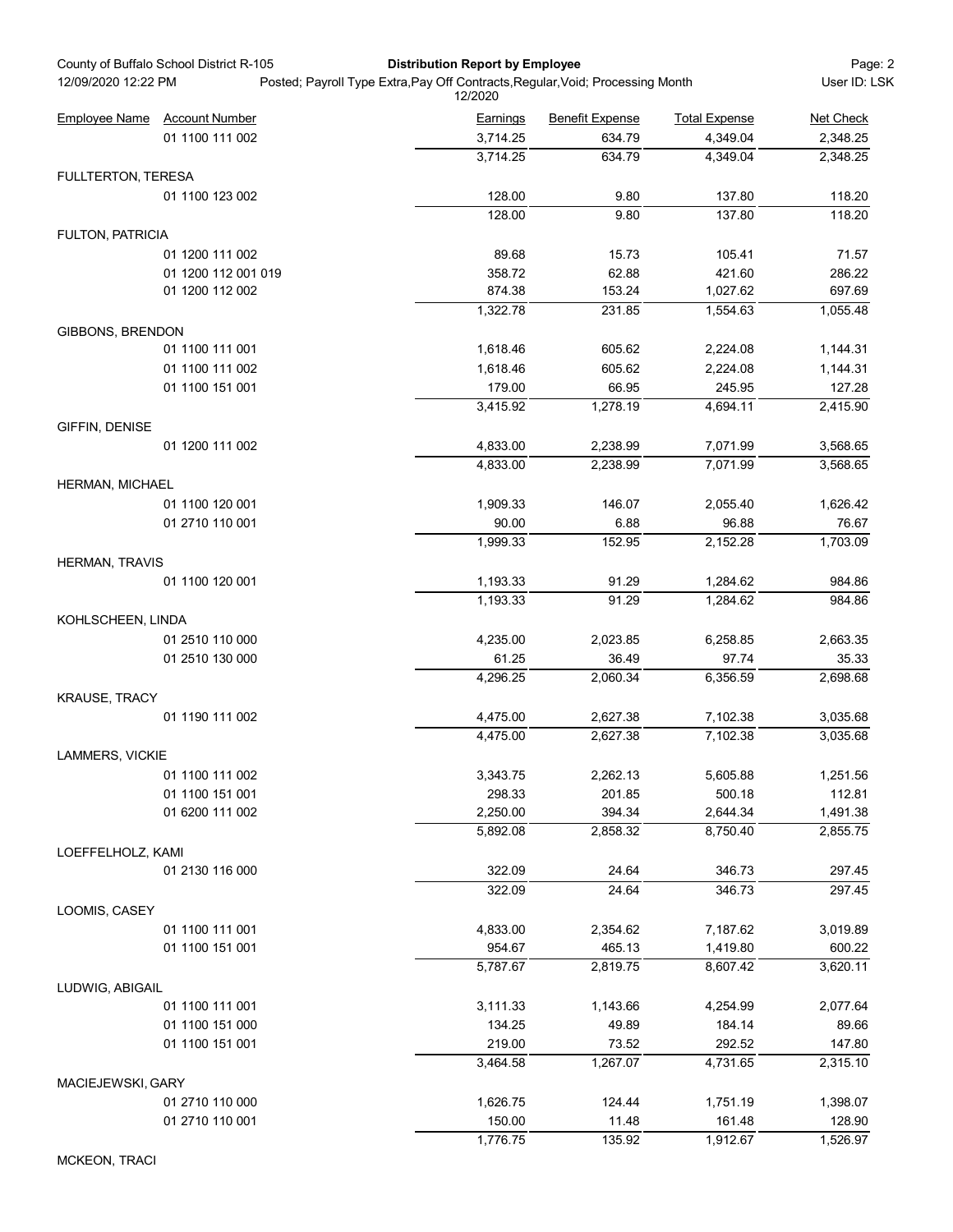| Employee Name | Account Number | Earnings | Benefit Expense | Total Expense | Net Check |
|---|---|---|---|---|---|
| | 01 1100 111 002 | 3,714.25 | 634.79 | 4,349.04 | 2,348.25 |
| | | 3,714.25 | 634.79 | 4,349.04 | 2,348.25 |
| FULLTERTON, TERESA | | | | | |
| | 01 1100 123 002 | 128.00 | 9.80 | 137.80 | 118.20 |
| | | 128.00 | 9.80 | 137.80 | 118.20 |
| FULTON, PATRICIA | | | | | |
| | 01 1200 111 002 | 89.68 | 15.73 | 105.41 | 71.57 |
| | 01 1200 112 001 019 | 358.72 | 62.88 | 421.60 | 286.22 |
| | 01 1200 112 002 | 874.38 | 153.24 | 1,027.62 | 697.69 |
| | | 1,322.78 | 231.85 | 1,554.63 | 1,055.48 |
| GIBBONS, BRENDON | | | | | |
| | 01 1100 111 001 | 1,618.46 | 605.62 | 2,224.08 | 1,144.31 |
| | 01 1100 111 002 | 1,618.46 | 605.62 | 2,224.08 | 1,144.31 |
| | 01 1100 151 001 | 179.00 | 66.95 | 245.95 | 127.28 |
| | | 3,415.92 | 1,278.19 | 4,694.11 | 2,415.90 |
| GIFFIN, DENISE | | | | | |
| | 01 1200 111 002 | 4,833.00 | 2,238.99 | 7,071.99 | 3,568.65 |
| | | 4,833.00 | 2,238.99 | 7,071.99 | 3,568.65 |
| HERMAN, MICHAEL | | | | | |
| | 01 1100 120 001 | 1,909.33 | 146.07 | 2,055.40 | 1,626.42 |
| | 01 2710 110 001 | 90.00 | 6.88 | 96.88 | 76.67 |
| | | 1,999.33 | 152.95 | 2,152.28 | 1,703.09 |
| HERMAN, TRAVIS | | | | | |
| | 01 1100 120 001 | 1,193.33 | 91.29 | 1,284.62 | 984.86 |
| | | 1,193.33 | 91.29 | 1,284.62 | 984.86 |
| KOHLSCHEEN, LINDA | | | | | |
| | 01 2510 110 000 | 4,235.00 | 2,023.85 | 6,258.85 | 2,663.35 |
| | 01 2510 130 000 | 61.25 | 36.49 | 97.74 | 35.33 |
| | | 4,296.25 | 2,060.34 | 6,356.59 | 2,698.68 |
| KRAUSE, TRACY | | | | | |
| | 01 1190 111 002 | 4,475.00 | 2,627.38 | 7,102.38 | 3,035.68 |
| | | 4,475.00 | 2,627.38 | 7,102.38 | 3,035.68 |
| LAMMERS, VICKIE | | | | | |
| | 01 1100 111 002 | 3,343.75 | 2,262.13 | 5,605.88 | 1,251.56 |
| | 01 1100 151 001 | 298.33 | 201.85 | 500.18 | 112.81 |
| | 01 6200 111 002 | 2,250.00 | 394.34 | 2,644.34 | 1,491.38 |
| | | 5,892.08 | 2,858.32 | 8,750.40 | 2,855.75 |
| LOEFFELHOLZ, KAMI | | | | | |
| | 01 2130 116 000 | 322.09 | 24.64 | 346.73 | 297.45 |
| | | 322.09 | 24.64 | 346.73 | 297.45 |
| LOOMIS, CASEY | | | | | |
| | 01 1100 111 001 | 4,833.00 | 2,354.62 | 7,187.62 | 3,019.89 |
| | 01 1100 151 001 | 954.67 | 465.13 | 1,419.80 | 600.22 |
| | | 5,787.67 | 2,819.75 | 8,607.42 | 3,620.11 |
| LUDWIG, ABIGAIL | | | | | |
| | 01 1100 111 001 | 3,111.33 | 1,143.66 | 4,254.99 | 2,077.64 |
| | 01 1100 151 000 | 134.25 | 49.89 | 184.14 | 89.66 |
| | 01 1100 151 001 | 219.00 | 73.52 | 292.52 | 147.80 |
| | | 3,464.58 | 1,267.07 | 4,731.65 | 2,315.10 |
| MACIEJEWSKI, GARY | | | | | |
| | 01 2710 110 000 | 1,626.75 | 124.44 | 1,751.19 | 1,398.07 |
| | 01 2710 110 001 | 150.00 | 11.48 | 161.48 | 128.90 |
| | | 1,776.75 | 135.92 | 1,912.67 | 1,526.97 |
| MCKEON, TRACI | | | | | |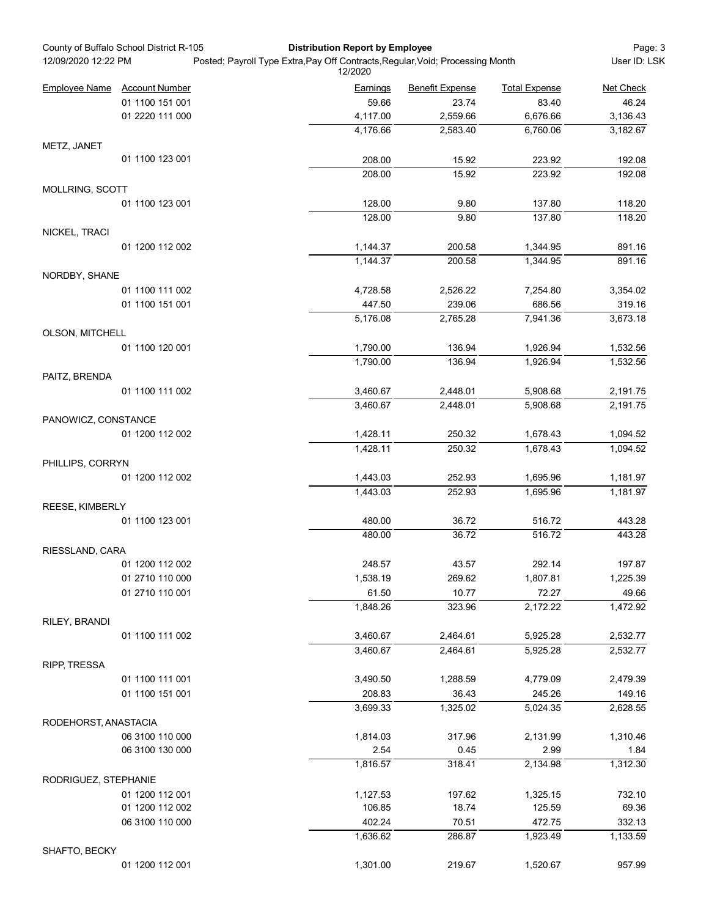| Employee Name | Account Number | Earnings | Benefit Expense | Total Expense | Net Check |
|---|---|---|---|---|---|
| | 01 1100 151 001 | 59.66 | 23.74 | 83.40 | 46.24 |
| | 01 2220 111 000 | 4,117.00 | 2,559.66 | 6,676.66 | 3,136.43 |
| | | 4,176.66 | 2,583.40 | 6,760.06 | 3,182.67 |
| METZ, JANET | | | | | |
| | 01 1100 123 001 | 208.00 | 15.92 | 223.92 | 192.08 |
| | | 208.00 | 15.92 | 223.92 | 192.08 |
| MOLLRING, SCOTT | | | | | |
| | 01 1100 123 001 | 128.00 | 9.80 | 137.80 | 118.20 |
| | | 128.00 | 9.80 | 137.80 | 118.20 |
| NICKEL, TRACI | | | | | |
| | 01 1200 112 002 | 1,144.37 | 200.58 | 1,344.95 | 891.16 |
| | | 1,144.37 | 200.58 | 1,344.95 | 891.16 |
| NORDBY, SHANE | | | | | |
| | 01 1100 111 002 | 4,728.58 | 2,526.22 | 7,254.80 | 3,354.02 |
| | 01 1100 151 001 | 447.50 | 239.06 | 686.56 | 319.16 |
| | | 5,176.08 | 2,765.28 | 7,941.36 | 3,673.18 |
| OLSON, MITCHELL | | | | | |
| | 01 1100 120 001 | 1,790.00 | 136.94 | 1,926.94 | 1,532.56 |
| | | 1,790.00 | 136.94 | 1,926.94 | 1,532.56 |
| PAITZ, BRENDA | | | | | |
| | 01 1100 111 002 | 3,460.67 | 2,448.01 | 5,908.68 | 2,191.75 |
| | | 3,460.67 | 2,448.01 | 5,908.68 | 2,191.75 |
| PANOWICZ, CONSTANCE | | | | | |
| | 01 1200 112 002 | 1,428.11 | 250.32 | 1,678.43 | 1,094.52 |
| | | 1,428.11 | 250.32 | 1,678.43 | 1,094.52 |
| PHILLIPS, CORRYN | | | | | |
| | 01 1200 112 002 | 1,443.03 | 252.93 | 1,695.96 | 1,181.97 |
| | | 1,443.03 | 252.93 | 1,695.96 | 1,181.97 |
| REESE, KIMBERLY | | | | | |
| | 01 1100 123 001 | 480.00 | 36.72 | 516.72 | 443.28 |
| | | 480.00 | 36.72 | 516.72 | 443.28 |
| RIESSLAND, CARA | | | | | |
| | 01 1200 112 002 | 248.57 | 43.57 | 292.14 | 197.87 |
| | 01 2710 110 000 | 1,538.19 | 269.62 | 1,807.81 | 1,225.39 |
| | 01 2710 110 001 | 61.50 | 10.77 | 72.27 | 49.66 |
| | | 1,848.26 | 323.96 | 2,172.22 | 1,472.92 |
| RILEY, BRANDI | | | | | |
| | 01 1100 111 002 | 3,460.67 | 2,464.61 | 5,925.28 | 2,532.77 |
| | | 3,460.67 | 2,464.61 | 5,925.28 | 2,532.77 |
| RIPP, TRESSA | | | | | |
| | 01 1100 111 001 | 3,490.50 | 1,288.59 | 4,779.09 | 2,479.39 |
| | 01 1100 151 001 | 208.83 | 36.43 | 245.26 | 149.16 |
| | | 3,699.33 | 1,325.02 | 5,024.35 | 2,628.55 |
| RODEHORST, ANASTACIA | | | | | |
| | 06 3100 110 000 | 1,814.03 | 317.96 | 2,131.99 | 1,310.46 |
| | 06 3100 130 000 | 2.54 | 0.45 | 2.99 | 1.84 |
| | | 1,816.57 | 318.41 | 2,134.98 | 1,312.30 |
| RODRIGUEZ, STEPHANIE | | | | | |
| | 01 1200 112 001 | 1,127.53 | 197.62 | 1,325.15 | 732.10 |
| | 01 1200 112 002 | 106.85 | 18.74 | 125.59 | 69.36 |
| | 06 3100 110 000 | 402.24 | 70.51 | 472.75 | 332.13 |
| | | 1,636.62 | 286.87 | 1,923.49 | 1,133.59 |
| SHAFTO, BECKY | | | | | |
| | 01 1200 112 001 | 1,301.00 | 219.67 | 1,520.67 | 957.99 |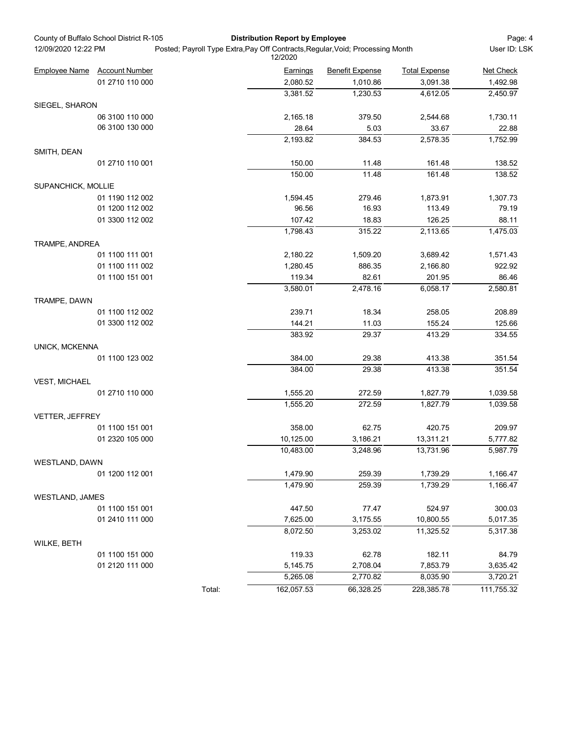| Employee Name | Account Number | Earnings | Benefit Expense | Total Expense | Net Check |
|---|---|---|---|---|---|
| | 01 2710 110 000 | 2,080.52 | 1,010.86 | 3,091.38 | 1,492.98 |
| | | 3,381.52 | 1,230.53 | 4,612.05 | 2,450.97 |
| SIEGEL, SHARON | | | | | |
| | 06 3100 110 000 | 2,165.18 | 379.50 | 2,544.68 | 1,730.11 |
| | 06 3100 130 000 | 28.64 | 5.03 | 33.67 | 22.88 |
| | | 2,193.82 | 384.53 | 2,578.35 | 1,752.99 |
| SMITH, DEAN | | | | | |
| | 01 2710 110 001 | 150.00 | 11.48 | 161.48 | 138.52 |
| | | 150.00 | 11.48 | 161.48 | 138.52 |
| SUPANCHICK, MOLLIE | | | | | |
| | 01 1190 112 002 | 1,594.45 | 279.46 | 1,873.91 | 1,307.73 |
| | 01 1200 112 002 | 96.56 | 16.93 | 113.49 | 79.19 |
| | 01 3300 112 002 | 107.42 | 18.83 | 126.25 | 88.11 |
| | | 1,798.43 | 315.22 | 2,113.65 | 1,475.03 |
| TRAMPE, ANDREA | | | | | |
| | 01 1100 111 001 | 2,180.22 | 1,509.20 | 3,689.42 | 1,571.43 |
| | 01 1100 111 002 | 1,280.45 | 886.35 | 2,166.80 | 922.92 |
| | 01 1100 151 001 | 119.34 | 82.61 | 201.95 | 86.46 |
| | | 3,580.01 | 2,478.16 | 6,058.17 | 2,580.81 |
| TRAMPE, DAWN | | | | | |
| | 01 1100 112 002 | 239.71 | 18.34 | 258.05 | 208.89 |
| | 01 3300 112 002 | 144.21 | 11.03 | 155.24 | 125.66 |
| | | 383.92 | 29.37 | 413.29 | 334.55 |
| UNICK, MCKENNA | | | | | |
| | 01 1100 123 002 | 384.00 | 29.38 | 413.38 | 351.54 |
| | | 384.00 | 29.38 | 413.38 | 351.54 |
| VEST, MICHAEL | | | | | |
| | 01 2710 110 000 | 1,555.20 | 272.59 | 1,827.79 | 1,039.58 |
| | | 1,555.20 | 272.59 | 1,827.79 | 1,039.58 |
| VETTER, JEFFREY | | | | | |
| | 01 1100 151 001 | 358.00 | 62.75 | 420.75 | 209.97 |
| | 01 2320 105 000 | 10,125.00 | 3,186.21 | 13,311.21 | 5,777.82 |
| | | 10,483.00 | 3,248.96 | 13,731.96 | 5,987.79 |
| WESTLAND, DAWN | | | | | |
| | 01 1200 112 001 | 1,479.90 | 259.39 | 1,739.29 | 1,166.47 |
| | | 1,479.90 | 259.39 | 1,739.29 | 1,166.47 |
| WESTLAND, JAMES | | | | | |
| | 01 1100 151 001 | 447.50 | 77.47 | 524.97 | 300.03 |
| | 01 2410 111 000 | 7,625.00 | 3,175.55 | 10,800.55 | 5,017.35 |
| | | 8,072.50 | 3,253.02 | 11,325.52 | 5,317.38 |
| WILKE, BETH | | | | | |
| | 01 1100 151 000 | 119.33 | 62.78 | 182.11 | 84.79 |
| | 01 2120 111 000 | 5,145.75 | 2,708.04 | 7,853.79 | 3,635.42 |
| | | 5,265.08 | 2,770.82 | 8,035.90 | 3,720.21 |
| | Total: | 162,057.53 | 66,328.25 | 228,385.78 | 111,755.32 |